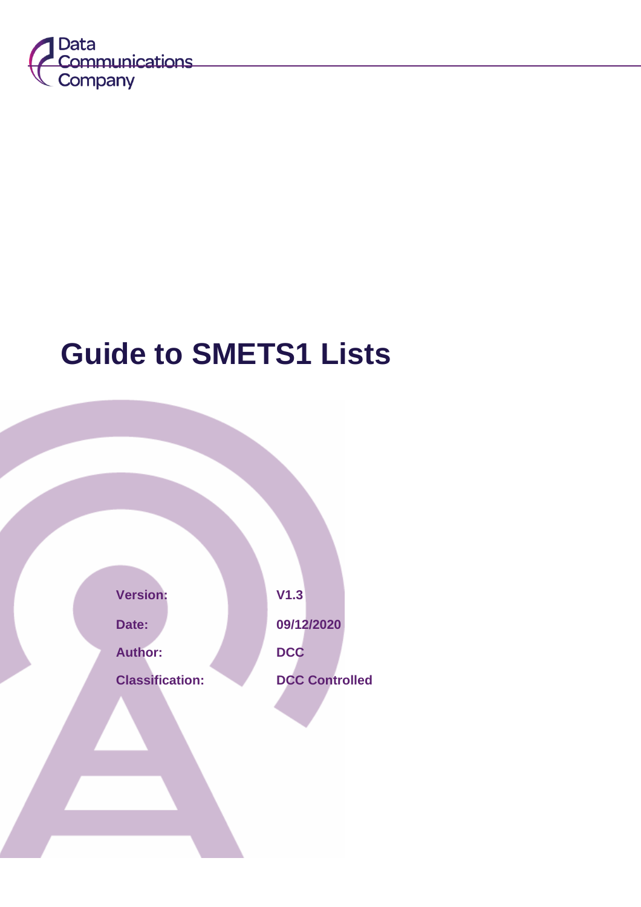Data Communications Company

# Guide to SMETS1 Lists

| | |
|---|---|
| **Version:** | **V1.3** |
| **Date:** | **09/12/2020** |
| **Author:** | **DCC** |
| **Classification:** | **DCC Controlled** |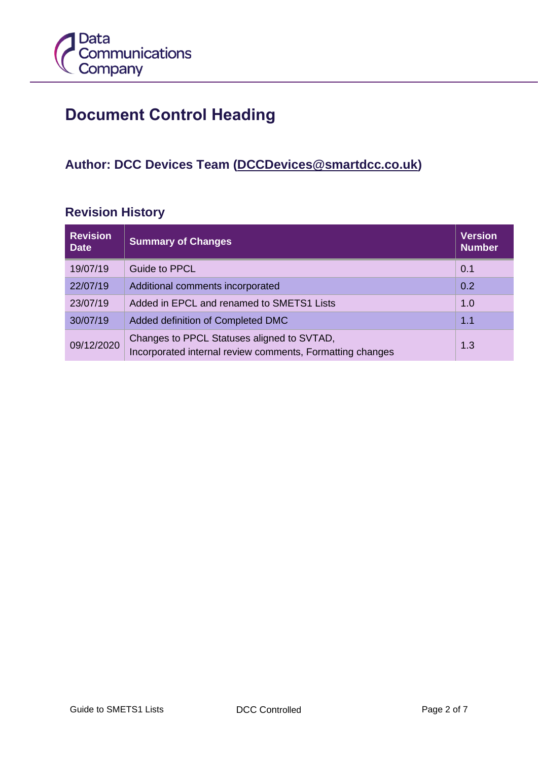# Document Control Heading

## Author: DCC Devices Team (DCCDevices@smartdcc.co.uk)

### Revision History

| Revision Date | Summary of Changes | Version Number |
|---|---|---|
| 19/07/19 | Guide to PPCL | 0.1 |
| 22/07/19 | Additional comments incorporated | 0.2 |
| 23/07/19 | Added in EPCL and renamed to SMETS1 Lists | 1.0 |
| 30/07/19 | Added definition of Completed DMC | 1.1 |
| 09/12/2020 | Changes to PPCL Statuses aligned to SVTAD, Incorporated internal review comments, Formatting changes | 1.3 |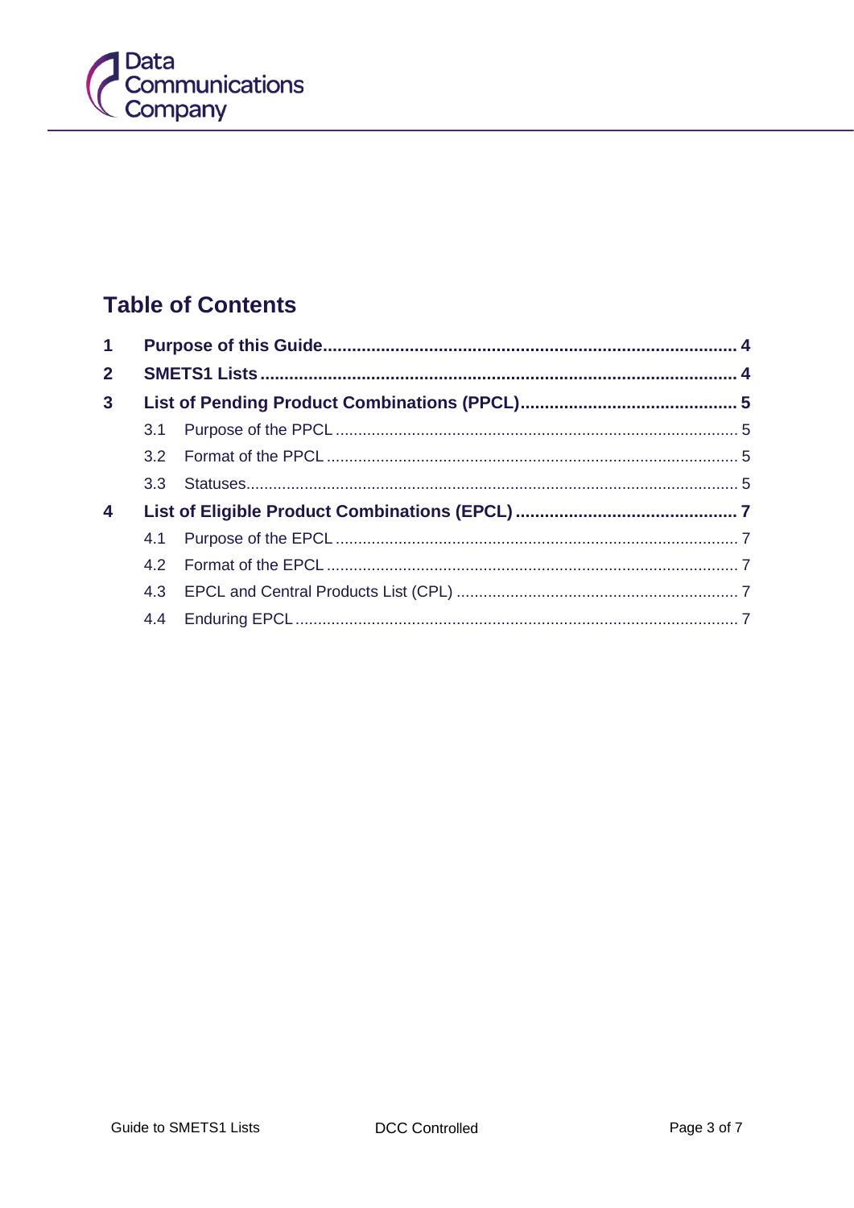## Table of Contents

| | | |
|---|---|---|
| **1** | **Purpose of this Guide** | **4** |
| **2** | **SMETS1 Lists** | **4** |
| **3** | **List of Pending Product Combinations (PPCL)** | **5** |
| 3.1 | Purpose of the PPCL | 5 |
| 3.2 | Format of the PPCL | 5 |
| 3.3 | Statuses | 5 |
| **4** | **List of Eligible Product Combinations (EPCL)** | **7** |
| 4.1 | Purpose of the EPCL | 7 |
| 4.2 | Format of the EPCL | 7 |
| 4.3 | EPCL and Central Products List (CPL) | 7 |
| 4.4 | Enduring EPCL | 7 |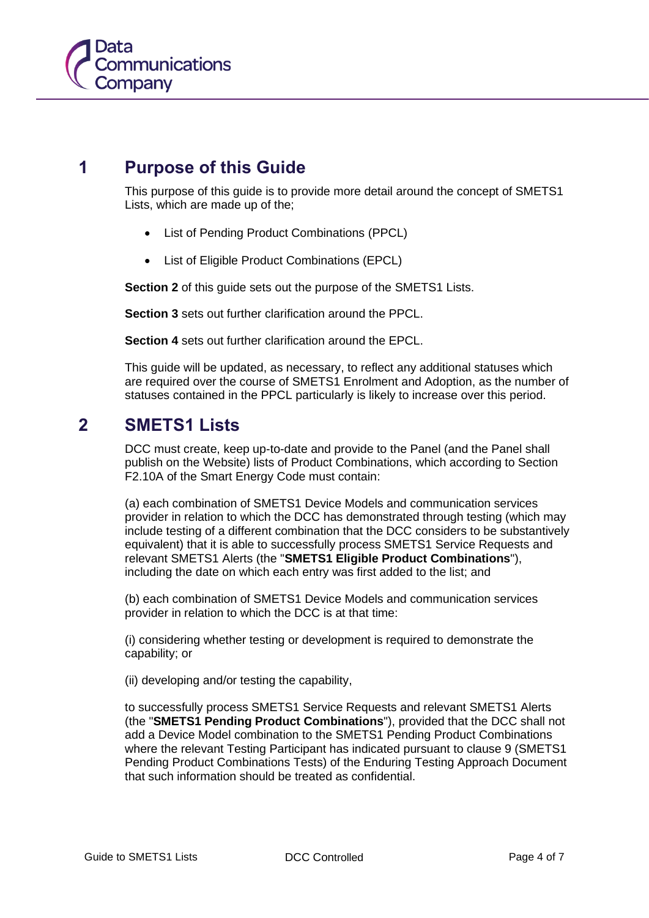# 1 Purpose of this Guide

This purpose of this guide is to provide more detail around the concept of SMETS1 Lists, which are made up of the;

- List of Pending Product Combinations (PPCL)
- List of Eligible Product Combinations (EPCL)

**Section 2** of this guide sets out the purpose of the SMETS1 Lists.

**Section 3** sets out further clarification around the PPCL.

**Section 4** sets out further clarification around the EPCL.

This guide will be updated, as necessary, to reflect any additional statuses which are required over the course of SMETS1 Enrolment and Adoption, as the number of statuses contained in the PPCL particularly is likely to increase over this period.

# 2 SMETS1 Lists

DCC must create, keep up-to-date and provide to the Panel (and the Panel shall publish on the Website) lists of Product Combinations, which according to Section F2.10A of the Smart Energy Code must contain:

(a) each combination of SMETS1 Device Models and communication services provider in relation to which the DCC has demonstrated through testing (which may include testing of a different combination that the DCC considers to be substantively equivalent) that it is able to successfully process SMETS1 Service Requests and relevant SMETS1 Alerts (the "**SMETS1 Eligible Product Combinations**"), including the date on which each entry was first added to the list; and

(b) each combination of SMETS1 Device Models and communication services provider in relation to which the DCC is at that time:

(i) considering whether testing or development is required to demonstrate the capability; or

(ii) developing and/or testing the capability,

to successfully process SMETS1 Service Requests and relevant SMETS1 Alerts (the "**SMETS1 Pending Product Combinations**"), provided that the DCC shall not add a Device Model combination to the SMETS1 Pending Product Combinations where the relevant Testing Participant has indicated pursuant to clause 9 (SMETS1 Pending Product Combinations Tests) of the Enduring Testing Approach Document that such information should be treated as confidential.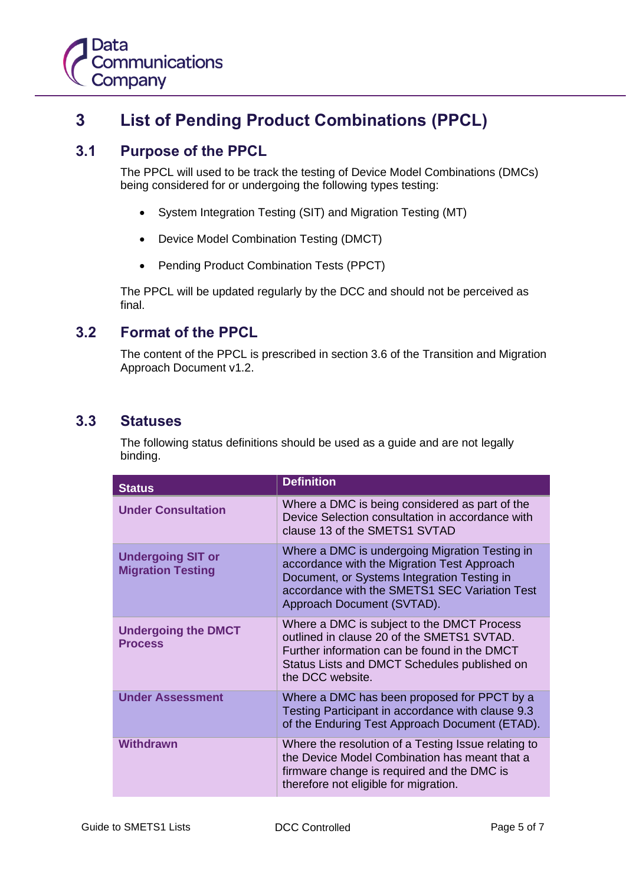# 3 List of Pending Product Combinations (PPCL)

## 3.1 Purpose of the PPCL

The PPCL will used to be track the testing of Device Model Combinations (DMCs) being considered for or undergoing the following types testing:

- System Integration Testing (SIT) and Migration Testing (MT)
- Device Model Combination Testing (DMCT)
- Pending Product Combination Tests (PPCT)

The PPCL will be updated regularly by the DCC and should not be perceived as final.

## 3.2 Format of the PPCL

The content of the PPCL is prescribed in section 3.6 of the Transition and Migration Approach Document v1.2.

## 3.3 Statuses

The following status definitions should be used as a guide and are not legally binding.

| Status | Definition |
|---|---|
| **Under Consultation** | Where a DMC is being considered as part of the Device Selection consultation in accordance with clause 13 of the SMETS1 SVTAD |
| **Undergoing SIT or Migration Testing** | Where a DMC is undergoing Migration Testing in accordance with the Migration Test Approach Document, or Systems Integration Testing in accordance with the SMETS1 SEC Variation Test Approach Document (SVTAD). |
| **Undergoing the DMCT Process** | Where a DMC is subject to the DMCT Process outlined in clause 20 of the SMETS1 SVTAD. Further information can be found in the DMCT Status Lists and DMCT Schedules published on the DCC website. |
| **Under Assessment** | Where a DMC has been proposed for PPCT by a Testing Participant in accordance with clause 9.3 of the Enduring Test Approach Document (ETAD). |
| **Withdrawn** | Where the resolution of a Testing Issue relating to the Device Model Combination has meant that a firmware change is required and the DMC is therefore not eligible for migration. |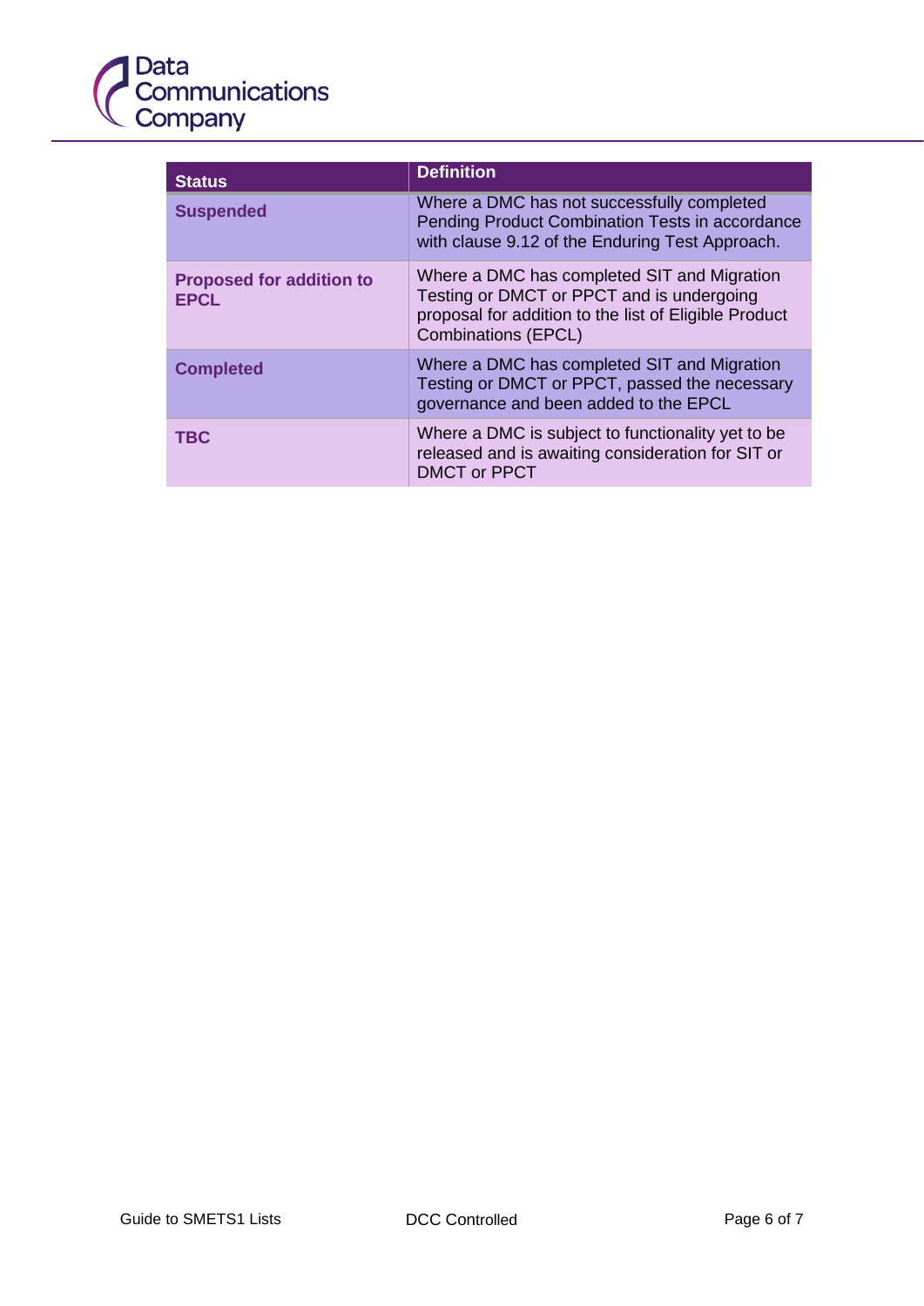| Status | Definition |
| --- | --- |
| **Suspended** | Where a DMC has not successfully completed Pending Product Combination Tests in accordance with clause 9.12 of the Enduring Test Approach. |
| **Proposed for addition to EPCL** | Where a DMC has completed SIT and Migration Testing or DMCT or PPCT and is undergoing proposal for addition to the list of Eligible Product Combinations (EPCL) |
| **Completed** | Where a DMC has completed SIT and Migration Testing or DMCT or PPCT, passed the necessary governance and been added to the EPCL |
| **TBC** | Where a DMC is subject to functionality yet to be released and is awaiting consideration for SIT or DMCT or PPCT |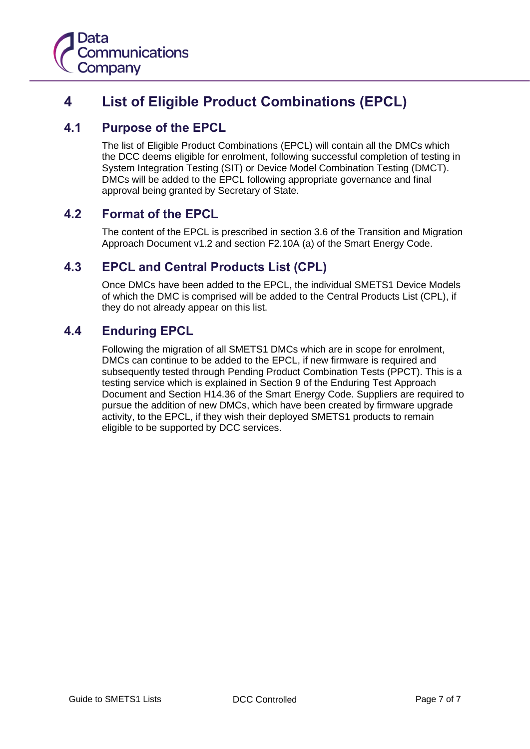# 4 List of Eligible Product Combinations (EPCL)

## 4.1 Purpose of the EPCL

The list of Eligible Product Combinations (EPCL) will contain all the DMCs which the DCC deems eligible for enrolment, following successful completion of testing in System Integration Testing (SIT) or Device Model Combination Testing (DMCT). DMCs will be added to the EPCL following appropriate governance and final approval being granted by Secretary of State.

## 4.2 Format of the EPCL

The content of the EPCL is prescribed in section 3.6 of the Transition and Migration Approach Document v1.2 and section F2.10A (a) of the Smart Energy Code.

## 4.3 EPCL and Central Products List (CPL)

Once DMCs have been added to the EPCL, the individual SMETS1 Device Models of which the DMC is comprised will be added to the Central Products List (CPL), if they do not already appear on this list.

## 4.4 Enduring EPCL

Following the migration of all SMETS1 DMCs which are in scope for enrolment, DMCs can continue to be added to the EPCL, if new firmware is required and subsequently tested through Pending Product Combination Tests (PPCT). This is a testing service which is explained in Section 9 of the Enduring Test Approach Document and Section H14.36 of the Smart Energy Code. Suppliers are required to pursue the addition of new DMCs, which have been created by firmware upgrade activity, to the EPCL, if they wish their deployed SMETS1 products to remain eligible to be supported by DCC services.